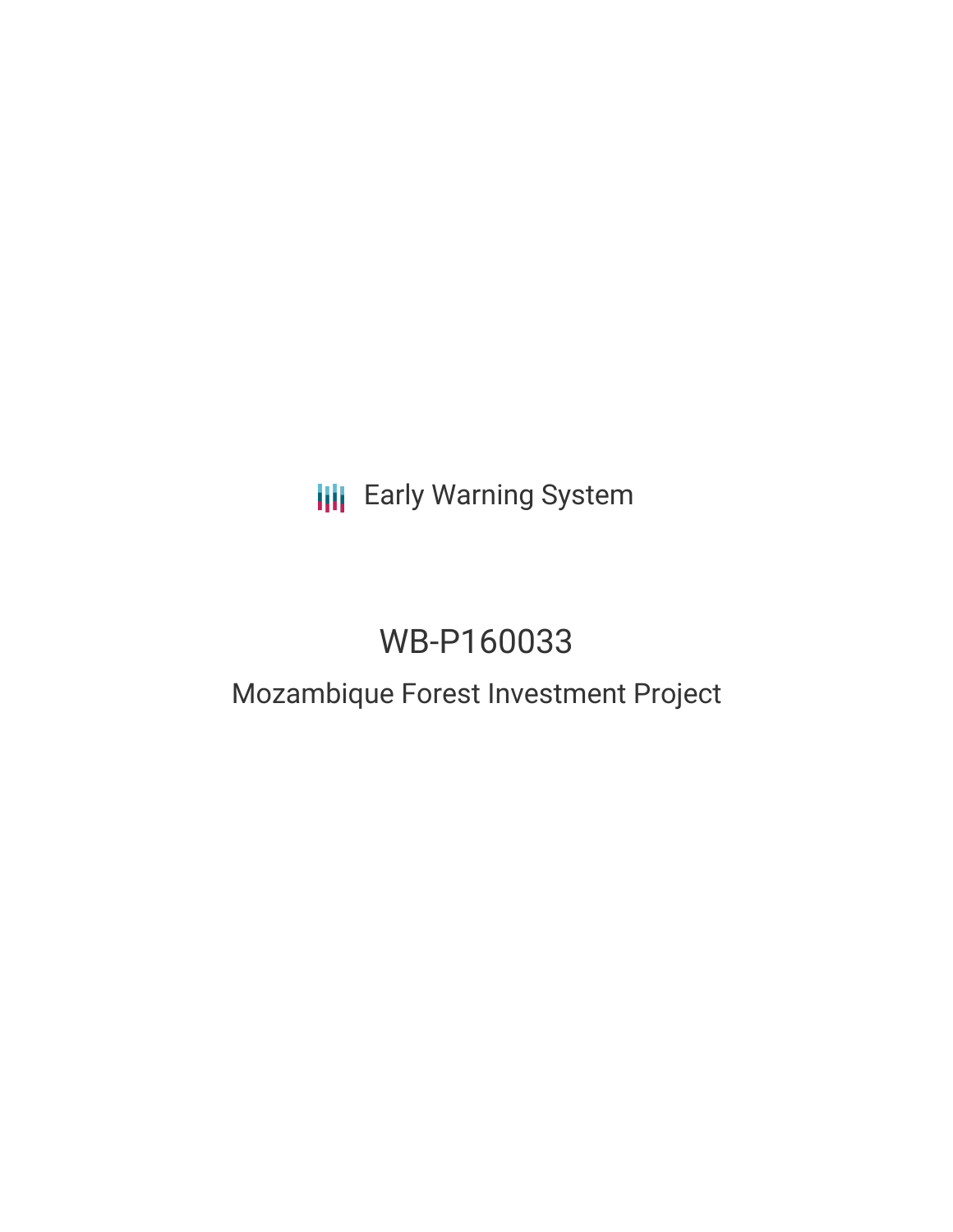Early Warning System

# WB-P160033

## Mozambique Forest Investment Project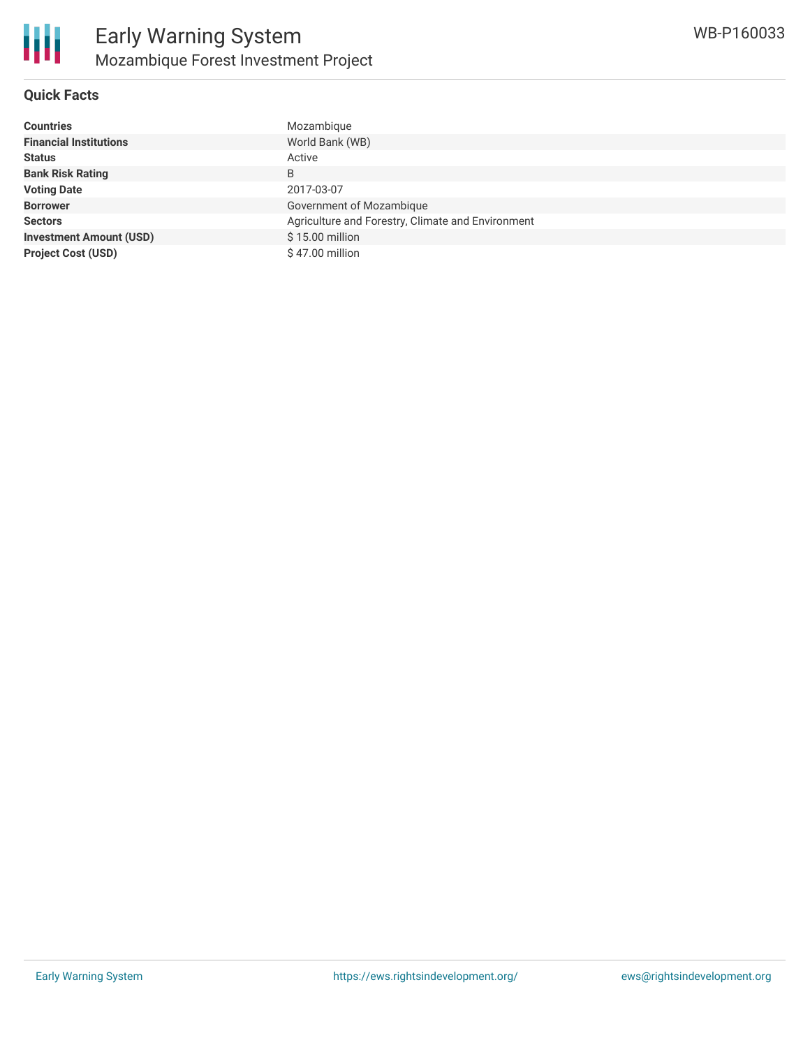## Quick Facts

| | |
|---|---|
| **Countries** | Mozambique |
| **Financial Institutions** | World Bank (WB) |
| **Status** | Active |
| **Bank Risk Rating** | B |
| **Voting Date** | 2017-03-07 |
| **Borrower** | Government of Mozambique |
| **Sectors** | Agriculture and Forestry, Climate and Environment |
| **Investment Amount (USD)** | $ 15.00 million |
| **Project Cost (USD)** | $ 47.00 million |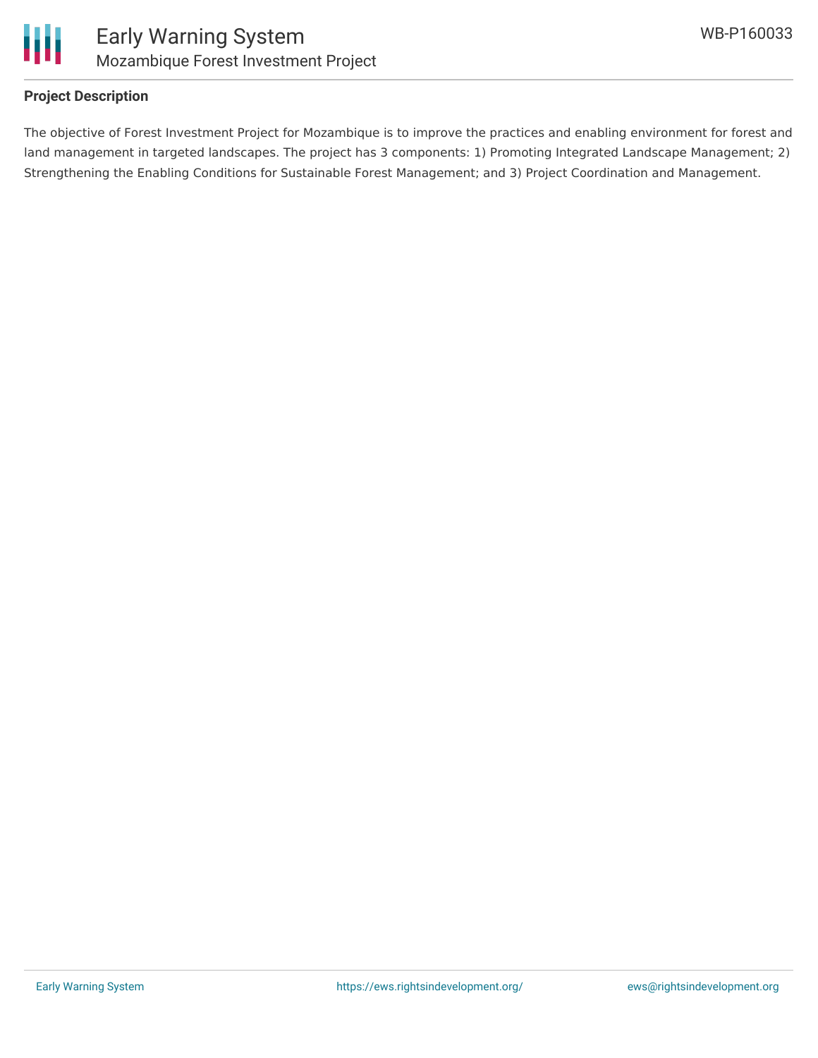**Project Description**

The objective of Forest Investment Project for Mozambique is to improve the practices and enabling environment for forest and land management in targeted landscapes. The project has 3 components: 1) Promoting Integrated Landscape Management; 2) Strengthening the Enabling Conditions for Sustainable Forest Management; and 3) Project Coordination and Management.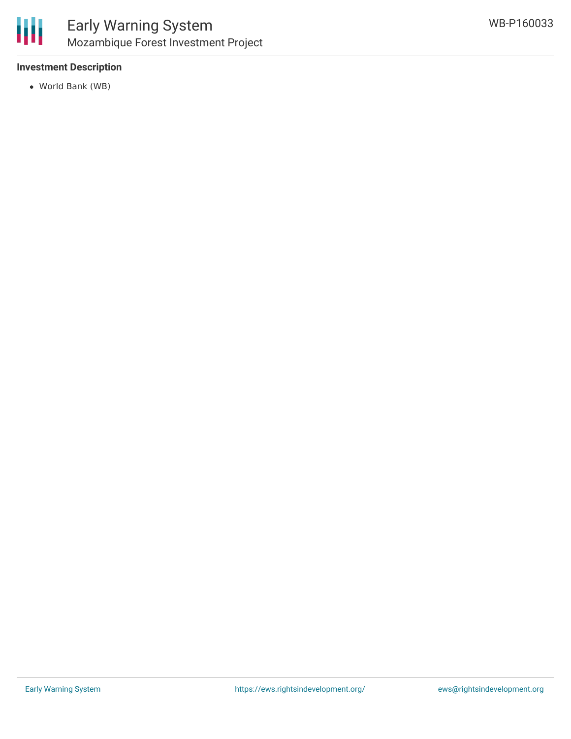### Investment Description

- World Bank (WB)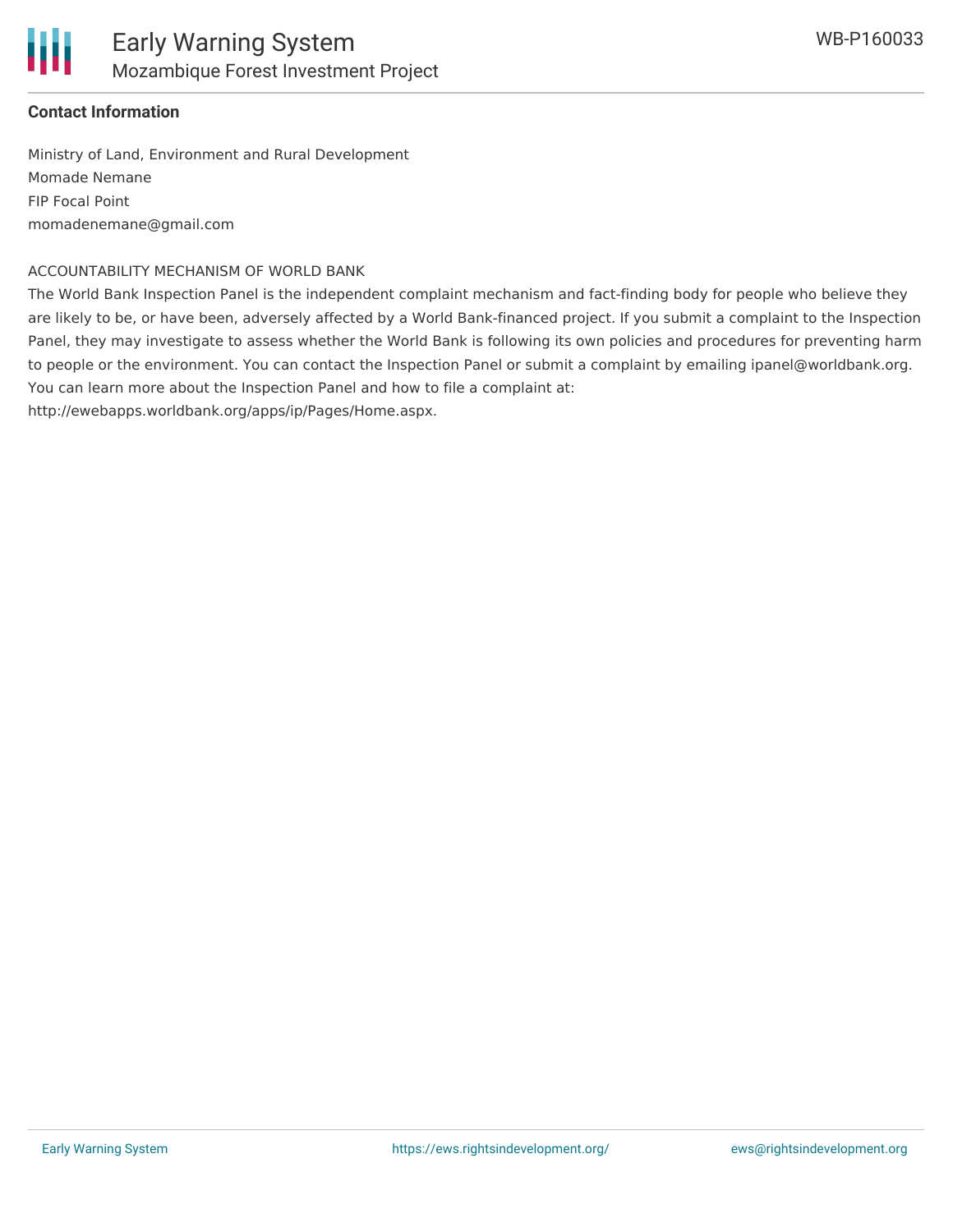**Contact Information**

Ministry of Land, Environment and Rural Development
Momade Nemane
FIP Focal Point
momadenemane@gmail.com

ACCOUNTABILITY MECHANISM OF WORLD BANK

The World Bank Inspection Panel is the independent complaint mechanism and fact-finding body for people who believe they are likely to be, or have been, adversely affected by a World Bank-financed project. If you submit a complaint to the Inspection Panel, they may investigate to assess whether the World Bank is following its own policies and procedures for preventing harm to people or the environment. You can contact the Inspection Panel or submit a complaint by emailing ipanel@worldbank.org. You can learn more about the Inspection Panel and how to file a complaint at: http://ewebapps.worldbank.org/apps/ip/Pages/Home.aspx.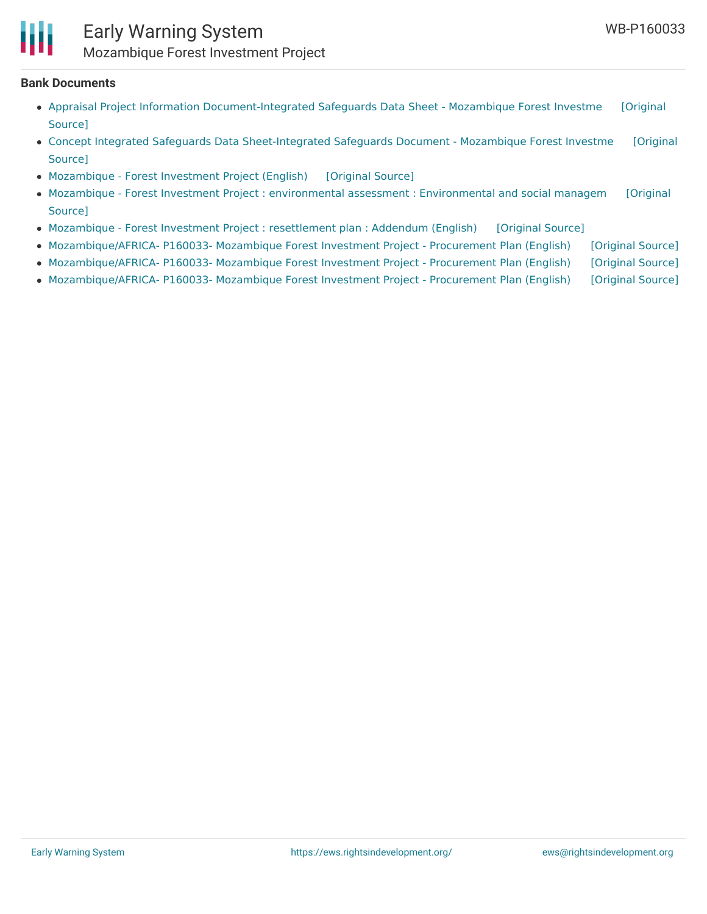**Bank Documents**

- Appraisal Project Information Document-Integrated Safeguards Data Sheet - Mozambique Forest Investme [Original Source]
- Concept Integrated Safeguards Data Sheet-Integrated Safeguards Document - Mozambique Forest Investme [Original Source]
- Mozambique - Forest Investment Project (English) [Original Source]
- Mozambique - Forest Investment Project : environmental assessment : Environmental and social managem [Original Source]
- Mozambique - Forest Investment Project : resettlement plan : Addendum (English) [Original Source]
- Mozambique/AFRICA- P160033- Mozambique Forest Investment Project - Procurement Plan (English) [Original Source]
- Mozambique/AFRICA- P160033- Mozambique Forest Investment Project - Procurement Plan (English) [Original Source]
- Mozambique/AFRICA- P160033- Mozambique Forest Investment Project - Procurement Plan (English) [Original Source]